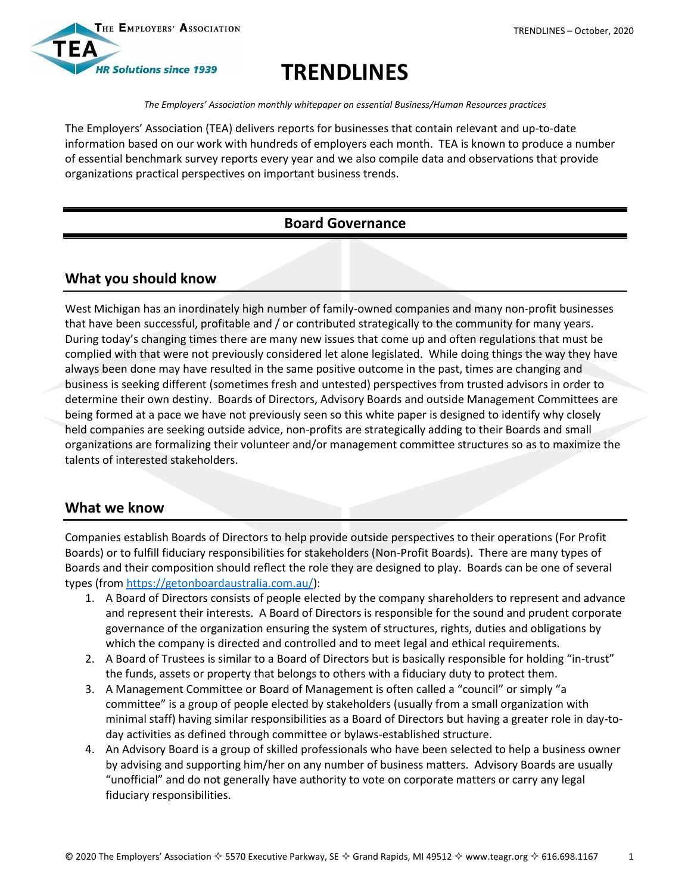# TRENDLINES

*The Employers' Association monthly whitepaper on essential Business/Human Resources practices*

The Employers' Association (TEA) delivers reports for businesses that contain relevant and up-to-date information based on our work with hundreds of employers each month. TEA is known to produce a number of essential benchmark survey reports every year and we also compile data and observations that provide organizations practical perspectives on important business trends.

## Board Governance

### What you should know

West Michigan has an inordinately high number of family-owned companies and many non-profit businesses that have been successful, profitable and / or contributed strategically to the community for many years. During today's changing times there are many new issues that come up and often regulations that must be complied with that were not previously considered let alone legislated. While doing things the way they have always been done may have resulted in the same positive outcome in the past, times are changing and business is seeking different (sometimes fresh and untested) perspectives from trusted advisors in order to determine their own destiny. Boards of Directors, Advisory Boards and outside Management Committees are being formed at a pace we have not previously seen so this white paper is designed to identify why closely held companies are seeking outside advice, non-profits are strategically adding to their Boards and small organizations are formalizing their volunteer and/or management committee structures so as to maximize the talents of interested stakeholders.

### What we know

Companies establish Boards of Directors to help provide outside perspectives to their operations (For Profit Boards) or to fulfill fiduciary responsibilities for stakeholders (Non-Profit Boards). There are many types of Boards and their composition should reflect the role they are designed to play. Boards can be one of several types (from https://getonboardaustralia.com.au/):

1. A Board of Directors consists of people elected by the company shareholders to represent and advance and represent their interests. A Board of Directors is responsible for the sound and prudent corporate governance of the organization ensuring the system of structures, rights, duties and obligations by which the company is directed and controlled and to meet legal and ethical requirements.
2. A Board of Trustees is similar to a Board of Directors but is basically responsible for holding "in-trust" the funds, assets or property that belongs to others with a fiduciary duty to protect them.
3. A Management Committee or Board of Management is often called a "council" or simply "a committee" is a group of people elected by stakeholders (usually from a small organization with minimal staff) having similar responsibilities as a Board of Directors but having a greater role in day-to-day activities as defined through committee or bylaws-established structure.
4. An Advisory Board is a group of skilled professionals who have been selected to help a business owner by advising and supporting him/her on any number of business matters. Advisory Boards are usually "unofficial" and do not generally have authority to vote on corporate matters or carry any legal fiduciary responsibilities.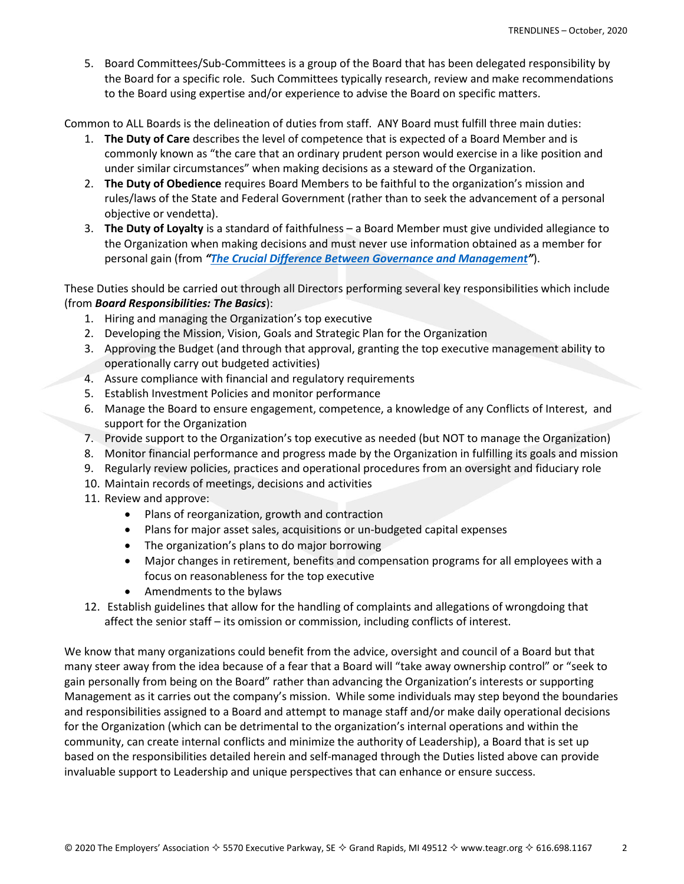5. Board Committees/Sub-Committees is a group of the Board that has been delegated responsibility by the Board for a specific role. Such Committees typically research, review and make recommendations to the Board using expertise and/or experience to advise the Board on specific matters.

Common to ALL Boards is the delineation of duties from staff. ANY Board must fulfill three main duties:

1. **The Duty of Care** describes the level of competence that is expected of a Board Member and is commonly known as "the care that an ordinary prudent person would exercise in a like position and under similar circumstances" when making decisions as a steward of the Organization.
2. **The Duty of Obedience** requires Board Members to be faithful to the organization's mission and rules/laws of the State and Federal Government (rather than to seek the advancement of a personal objective or vendetta).
3. **The Duty of Loyalty** is a standard of faithfulness – a Board Member must give undivided allegiance to the Organization when making decisions and must never use information obtained as a member for personal gain (from ***"The Crucial Difference Between Governance and Management"***).

These Duties should be carried out through all Directors performing several key responsibilities which include (from ***Board Responsibilities: The Basics***):

1. Hiring and managing the Organization's top executive
2. Developing the Mission, Vision, Goals and Strategic Plan for the Organization
3. Approving the Budget (and through that approval, granting the top executive management ability to operationally carry out budgeted activities)
4. Assure compliance with financial and regulatory requirements
5. Establish Investment Policies and monitor performance
6. Manage the Board to ensure engagement, competence, a knowledge of any Conflicts of Interest, and support for the Organization
7. Provide support to the Organization's top executive as needed (but NOT to manage the Organization)
8. Monitor financial performance and progress made by the Organization in fulfilling its goals and mission
9. Regularly review policies, practices and operational procedures from an oversight and fiduciary role
10. Maintain records of meetings, decisions and activities
11. Review and approve:
    - Plans of reorganization, growth and contraction
    - Plans for major asset sales, acquisitions or un-budgeted capital expenses
    - The organization's plans to do major borrowing
    - Major changes in retirement, benefits and compensation programs for all employees with a focus on reasonableness for the top executive
    - Amendments to the bylaws
12. Establish guidelines that allow for the handling of complaints and allegations of wrongdoing that affect the senior staff – its omission or commission, including conflicts of interest.

We know that many organizations could benefit from the advice, oversight and council of a Board but that many steer away from the idea because of a fear that a Board will "take away ownership control" or "seek to gain personally from being on the Board" rather than advancing the Organization's interests or supporting Management as it carries out the company's mission. While some individuals may step beyond the boundaries and responsibilities assigned to a Board and attempt to manage staff and/or make daily operational decisions for the Organization (which can be detrimental to the organization's internal operations and within the community, can create internal conflicts and minimize the authority of Leadership), a Board that is set up based on the responsibilities detailed herein and self-managed through the Duties listed above can provide invaluable support to Leadership and unique perspectives that can enhance or ensure success.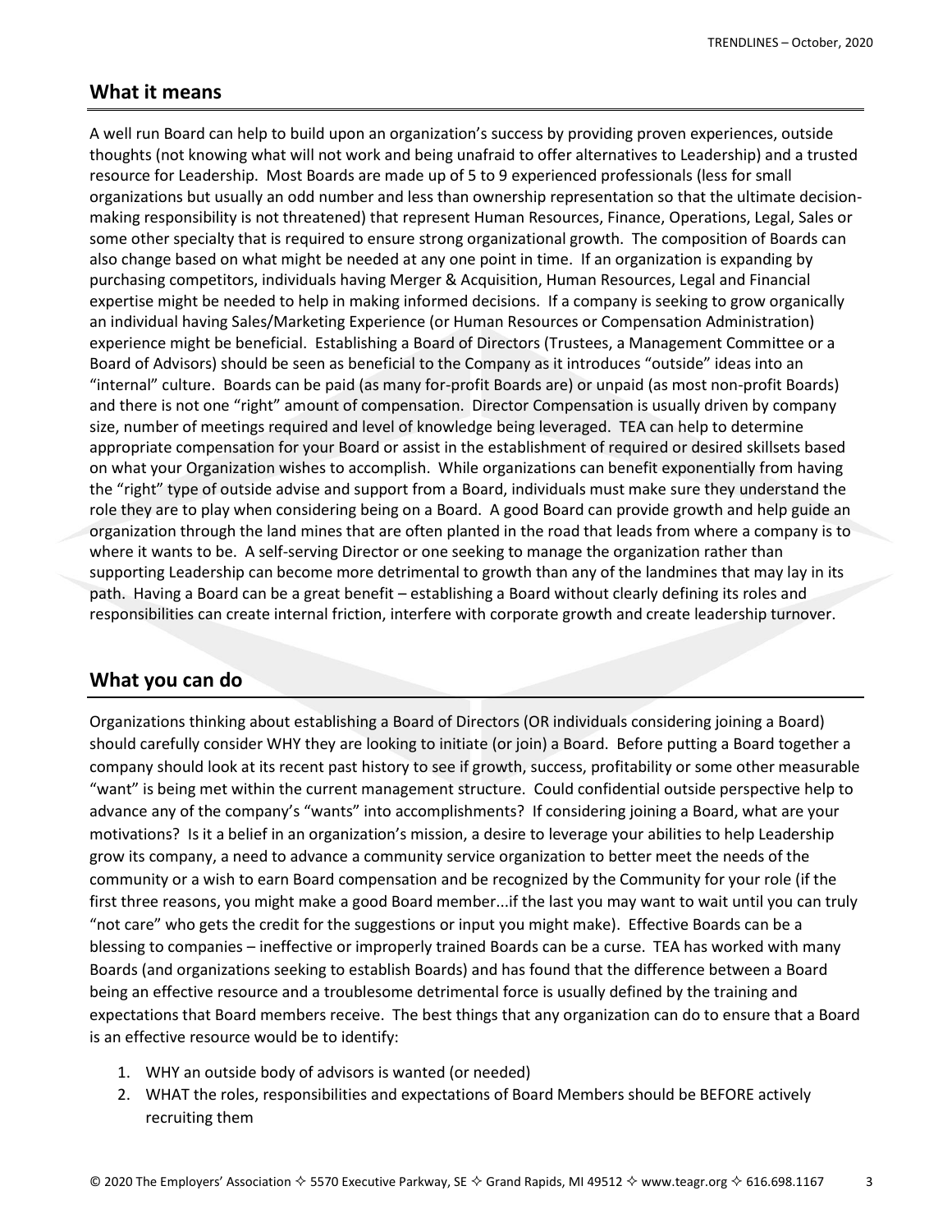## What it means

A well run Board can help to build upon an organization's success by providing proven experiences, outside thoughts (not knowing what will not work and being unafraid to offer alternatives to Leadership) and a trusted resource for Leadership. Most Boards are made up of 5 to 9 experienced professionals (less for small organizations but usually an odd number and less than ownership representation so that the ultimate decision-making responsibility is not threatened) that represent Human Resources, Finance, Operations, Legal, Sales or some other specialty that is required to ensure strong organizational growth. The composition of Boards can also change based on what might be needed at any one point in time. If an organization is expanding by purchasing competitors, individuals having Merger & Acquisition, Human Resources, Legal and Financial expertise might be needed to help in making informed decisions. If a company is seeking to grow organically an individual having Sales/Marketing Experience (or Human Resources or Compensation Administration) experience might be beneficial. Establishing a Board of Directors (Trustees, a Management Committee or a Board of Advisors) should be seen as beneficial to the Company as it introduces "outside" ideas into an "internal" culture. Boards can be paid (as many for-profit Boards are) or unpaid (as most non-profit Boards) and there is not one "right" amount of compensation. Director Compensation is usually driven by company size, number of meetings required and level of knowledge being leveraged. TEA can help to determine appropriate compensation for your Board or assist in the establishment of required or desired skillsets based on what your Organization wishes to accomplish. While organizations can benefit exponentially from having the "right" type of outside advise and support from a Board, individuals must make sure they understand the role they are to play when considering being on a Board. A good Board can provide growth and help guide an organization through the land mines that are often planted in the road that leads from where a company is to where it wants to be. A self-serving Director or one seeking to manage the organization rather than supporting Leadership can become more detrimental to growth than any of the landmines that may lay in its path. Having a Board can be a great benefit – establishing a Board without clearly defining its roles and responsibilities can create internal friction, interfere with corporate growth and create leadership turnover.

## What you can do

Organizations thinking about establishing a Board of Directors (OR individuals considering joining a Board) should carefully consider WHY they are looking to initiate (or join) a Board. Before putting a Board together a company should look at its recent past history to see if growth, success, profitability or some other measurable "want" is being met within the current management structure. Could confidential outside perspective help to advance any of the company's "wants" into accomplishments? If considering joining a Board, what are your motivations? Is it a belief in an organization's mission, a desire to leverage your abilities to help Leadership grow its company, a need to advance a community service organization to better meet the needs of the community or a wish to earn Board compensation and be recognized by the Community for your role (if the first three reasons, you might make a good Board member...if the last you may want to wait until you can truly "not care" who gets the credit for the suggestions or input you might make). Effective Boards can be a blessing to companies – ineffective or improperly trained Boards can be a curse. TEA has worked with many Boards (and organizations seeking to establish Boards) and has found that the difference between a Board being an effective resource and a troublesome detrimental force is usually defined by the training and expectations that Board members receive. The best things that any organization can do to ensure that a Board is an effective resource would be to identify:

1. WHY an outside body of advisors is wanted (or needed)
2. WHAT the roles, responsibilities and expectations of Board Members should be BEFORE actively recruiting them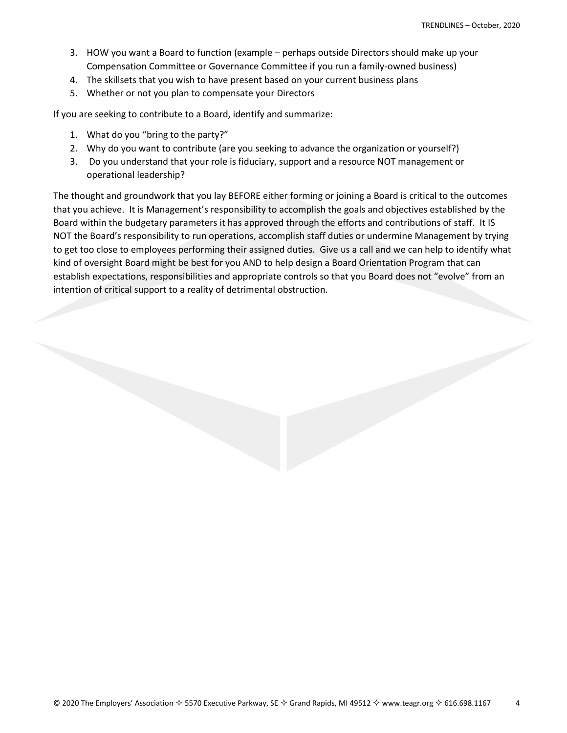3. HOW you want a Board to function (example – perhaps outside Directors should make up your Compensation Committee or Governance Committee if you run a family-owned business)
4. The skillsets that you wish to have present based on your current business plans
5. Whether or not you plan to compensate your Directors

If you are seeking to contribute to a Board, identify and summarize:

1. What do you "bring to the party?"
2. Why do you want to contribute (are you seeking to advance the organization or yourself?)
3. Do you understand that your role is fiduciary, support and a resource NOT management or operational leadership?

The thought and groundwork that you lay BEFORE either forming or joining a Board is critical to the outcomes that you achieve. It is Management's responsibility to accomplish the goals and objectives established by the Board within the budgetary parameters it has approved through the efforts and contributions of staff. It IS NOT the Board's responsibility to run operations, accomplish staff duties or undermine Management by trying to get too close to employees performing their assigned duties. Give us a call and we can help to identify what kind of oversight Board might be best for you AND to help design a Board Orientation Program that can establish expectations, responsibilities and appropriate controls so that you Board does not "evolve" from an intention of critical support to a reality of detrimental obstruction.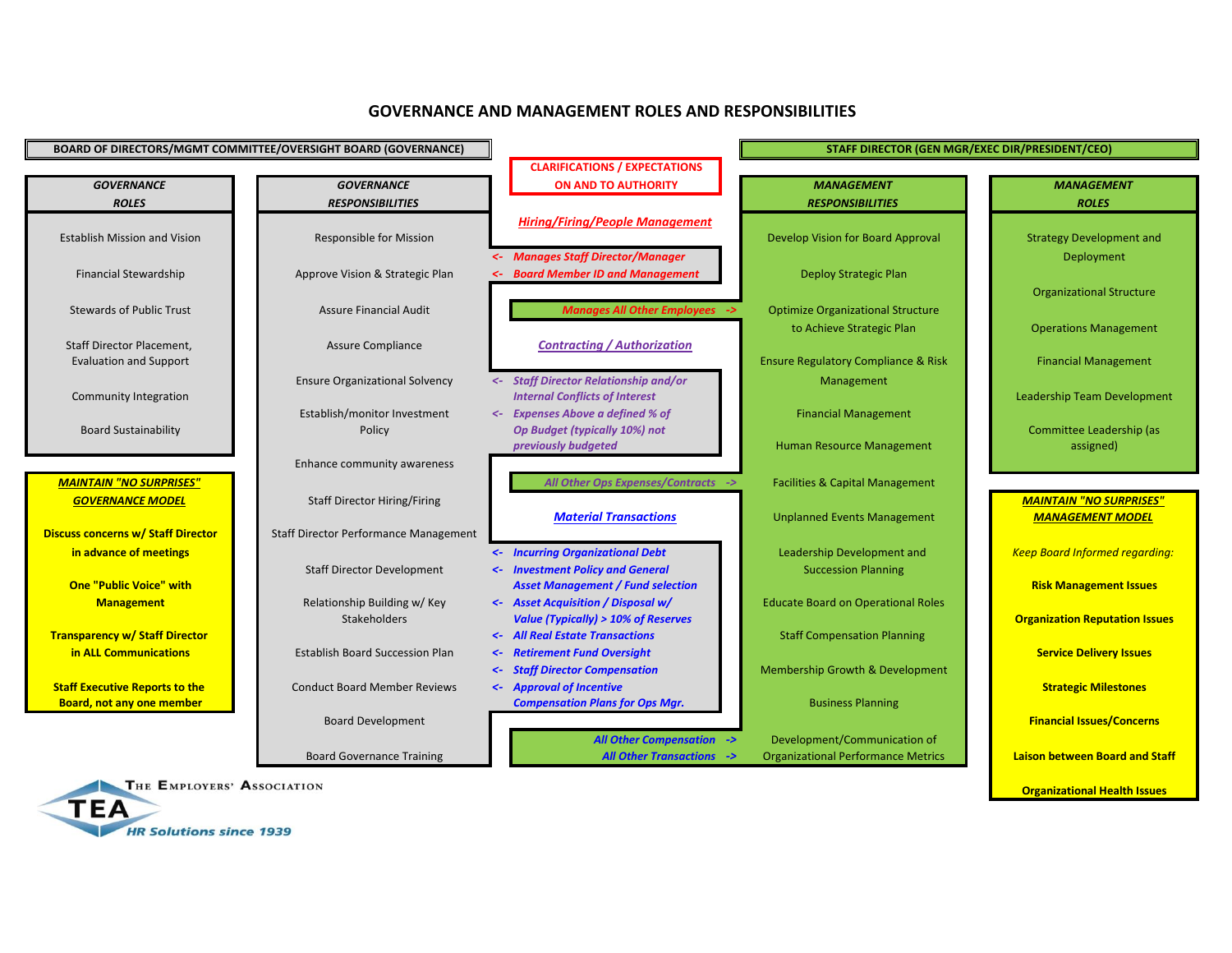# GOVERNANCE AND MANAGEMENT ROLES AND RESPONSIBILITIES

## BOARD OF DIRECTORS/MGMT COMMITTEE/OVERSIGHT BOARD (GOVERNANCE)

### *GOVERNANCE ROLES*

- Establish Mission and Vision
- Financial Stewardship
- Stewards of Public Trust
- Staff Director Placement, Evaluation and Support
- Community Integration
- Board Sustainability

### *MAINTAIN "NO SURPRISES" GOVERNANCE MODEL*

**Discuss concerns w/ Staff Director in advance of meetings**

**One "Public Voice" with Management**

**Transparency w/ Staff Director in ALL Communications**

**Staff Executive Reports to the Board, not any one member**

### *GOVERNANCE RESPONSIBILITIES*

- Responsible for Mission
- Approve Vision & Strategic Plan
- Assure Financial Audit
- Assure Compliance
- Ensure Organizational Solvency
- Establish/monitor Investment Policy
- Enhance community awareness
- Staff Director Hiring/Firing
- Staff Director Performance Management
- Staff Director Development
- Relationship Building w/ Key Stakeholders
- Establish Board Succession Plan
- Conduct Board Member Reviews
- Board Development
- Board Governance Training

## CLARIFICATIONS / EXPECTATIONS ON AND TO AUTHORITY

### *Hiring/Firing/People Management*

- <- *Manages Staff Director/Manager*
- <- *Board Member ID and Management*
- *Manages All Other Employees* ->

### *Contracting / Authorization*

- <- *Staff Director Relationship and/or Internal Conflicts of Interest*
- <- *Expenses Above a defined % of Op Budget (typically 10%) not previously budgeted*
- *All Other Ops Expenses/Contracts* ->

### *Material Transactions*

- <- *Incurring Organizational Debt*
- <- *Investment Policy and General Asset Management / Fund selection*
- <- *Asset Acquisition / Disposal w/ Value (Typically) > 10% of Reserves*
- <- *All Real Estate Transactions*
- <- *Retirement Fund Oversight*
- <- *Staff Director Compensation*
- <- *Approval of Incentive Compensation Plans for Ops Mgr.*
- *All Other Compensation* ->
- *All Other Transactions* ->

## STAFF DIRECTOR (GEN MGR/EXEC DIR/PRESIDENT/CEO)

### *MANAGEMENT RESPONSIBILITIES*

- Develop Vision for Board Approval
- Deploy Strategic Plan
- Optimize Organizational Structure to Achieve Strategic Plan
- Ensure Regulatory Compliance & Risk Management
- Financial Management
- Human Resource Management
- Facilities & Capital Management
- Unplanned Events Management
- Leadership Development and Succession Planning
- Educate Board on Operational Roles
- Staff Compensation Planning
- Membership Growth & Development
- Business Planning
- Development/Communication of Organizational Performance Metrics

### *MANAGEMENT ROLES*

- Strategy Development and Deployment
- Organizational Structure
- Operations Management
- Financial Management
- Leadership Team Development
- Committee Leadership (as assigned)

### *MAINTAIN "NO SURPRISES" MANAGEMENT MODEL*

*Keep Board Informed regarding:*

**Risk Management Issues**

**Organization Reputation Issues**

**Service Delivery Issues**

**Strategic Milestones**

**Financial Issues/Concerns**

**Laison between Board and Staff**

**Organizational Health Issues**

The Employers' Association
TEA
HR Solutions since 1939